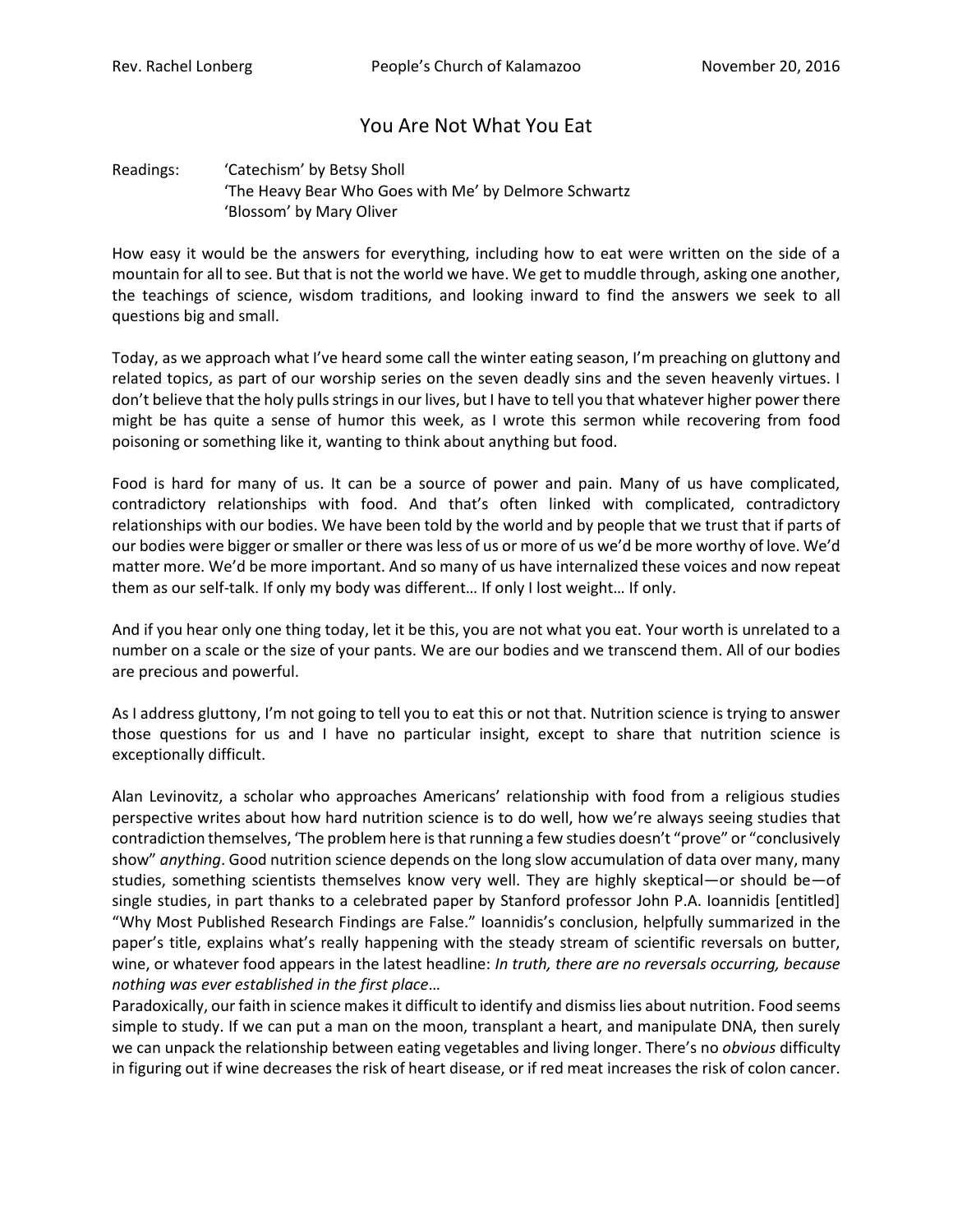Rev. Rachel Lonberg People's Church of Kalamazoo November 20, 2016

# You Are Not What You Eat

Readings: 'Catechism' by Betsy Sholl
'The Heavy Bear Who Goes with Me' by Delmore Schwartz
'Blossom' by Mary Oliver

How easy it would be the answers for everything, including how to eat were written on the side of a mountain for all to see. But that is not the world we have. We get to muddle through, asking one another, the teachings of science, wisdom traditions, and looking inward to find the answers we seek to all questions big and small.

Today, as we approach what I've heard some call the winter eating season, I'm preaching on gluttony and related topics, as part of our worship series on the seven deadly sins and the seven heavenly virtues. I don't believe that the holy pulls strings in our lives, but I have to tell you that whatever higher power there might be has quite a sense of humor this week, as I wrote this sermon while recovering from food poisoning or something like it, wanting to think about anything but food.

Food is hard for many of us. It can be a source of power and pain. Many of us have complicated, contradictory relationships with food. And that's often linked with complicated, contradictory relationships with our bodies. We have been told by the world and by people that we trust that if parts of our bodies were bigger or smaller or there was less of us or more of us we'd be more worthy of love. We'd matter more. We'd be more important. And so many of us have internalized these voices and now repeat them as our self-talk. If only my body was different… If only I lost weight… If only.

And if you hear only one thing today, let it be this, you are not what you eat. Your worth is unrelated to a number on a scale or the size of your pants. We are our bodies and we transcend them. All of our bodies are precious and powerful.

As I address gluttony, I'm not going to tell you to eat this or not that. Nutrition science is trying to answer those questions for us and I have no particular insight, except to share that nutrition science is exceptionally difficult.

Alan Levinovitz, a scholar who approaches Americans' relationship with food from a religious studies perspective writes about how hard nutrition science is to do well, how we're always seeing studies that contradiction themselves, 'The problem here is that running a few studies doesn't "prove" or "conclusively show" *anything*. Good nutrition science depends on the long slow accumulation of data over many, many studies, something scientists themselves know very well. They are highly skeptical—or should be—of single studies, in part thanks to a celebrated paper by Stanford professor John P.A. Ioannidis [entitled] "Why Most Published Research Findings are False." Ioannidis's conclusion, helpfully summarized in the paper's title, explains what's really happening with the steady stream of scientific reversals on butter, wine, or whatever food appears in the latest headline: *In truth, there are no reversals occurring, because nothing was ever established in the first place*…

Paradoxically, our faith in science makes it difficult to identify and dismiss lies about nutrition. Food seems simple to study. If we can put a man on the moon, transplant a heart, and manipulate DNA, then surely we can unpack the relationship between eating vegetables and living longer. There's no *obvious* difficulty in figuring out if wine decreases the risk of heart disease, or if red meat increases the risk of colon cancer.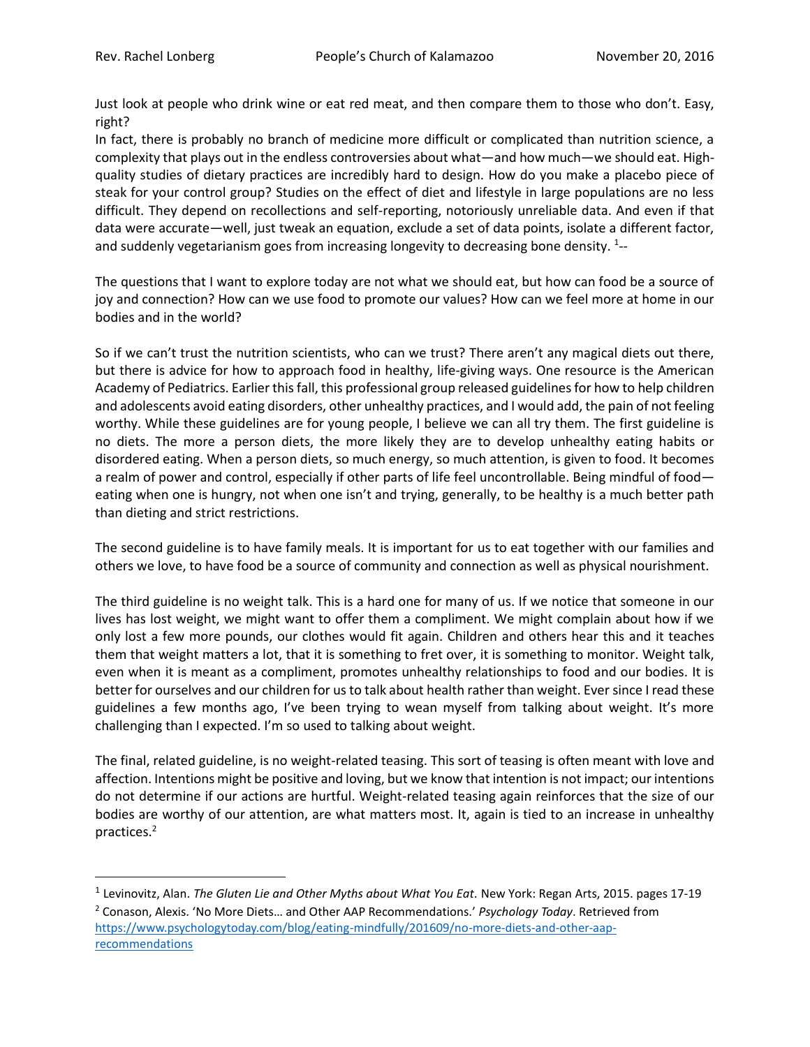Just look at people who drink wine or eat red meat, and then compare them to those who don't. Easy, right?

In fact, there is probably no branch of medicine more difficult or complicated than nutrition science, a complexity that plays out in the endless controversies about what—and how much—we should eat. High-quality studies of dietary practices are incredibly hard to design. How do you make a placebo piece of steak for your control group? Studies on the effect of diet and lifestyle in large populations are no less difficult. They depend on recollections and self-reporting, notoriously unreliable data. And even if that data were accurate—well, just tweak an equation, exclude a set of data points, isolate a different factor, and suddenly vegetarianism goes from increasing longevity to decreasing bone density. [1]--

The questions that I want to explore today are not what we should eat, but how can food be a source of joy and connection? How can we use food to promote our values? How can we feel more at home in our bodies and in the world?

So if we can't trust the nutrition scientists, who can we trust? There aren't any magical diets out there, but there is advice for how to approach food in healthy, life-giving ways. One resource is the American Academy of Pediatrics. Earlier this fall, this professional group released guidelines for how to help children and adolescents avoid eating disorders, other unhealthy practices, and I would add, the pain of not feeling worthy. While these guidelines are for young people, I believe we can all try them. The first guideline is no diets. The more a person diets, the more likely they are to develop unhealthy eating habits or disordered eating. When a person diets, so much energy, so much attention, is given to food. It becomes a realm of power and control, especially if other parts of life feel uncontrollable. Being mindful of food—eating when one is hungry, not when one isn't and trying, generally, to be healthy is a much better path than dieting and strict restrictions.

The second guideline is to have family meals. It is important for us to eat together with our families and others we love, to have food be a source of community and connection as well as physical nourishment.

The third guideline is no weight talk. This is a hard one for many of us. If we notice that someone in our lives has lost weight, we might want to offer them a compliment. We might complain about how if we only lost a few more pounds, our clothes would fit again. Children and others hear this and it teaches them that weight matters a lot, that it is something to fret over, it is something to monitor. Weight talk, even when it is meant as a compliment, promotes unhealthy relationships to food and our bodies. It is better for ourselves and our children for us to talk about health rather than weight. Ever since I read these guidelines a few months ago, I've been trying to wean myself from talking about weight. It's more challenging than I expected. I'm so used to talking about weight.

The final, related guideline, is no weight-related teasing. This sort of teasing is often meant with love and affection. Intentions might be positive and loving, but we know that intention is not impact; our intentions do not determine if our actions are hurtful. Weight-related teasing again reinforces that the size of our bodies are worthy of our attention, are what matters most. It, again is tied to an increase in unhealthy practices.[2]

---

[1] Levinovitz, Alan. *The Gluten Lie and Other Myths about What You Eat*. New York: Regan Arts, 2015. pages 17-19

[2] Conason, Alexis. 'No More Diets… and Other AAP Recommendations.' *Psychology Today*. Retrieved from https://www.psychologytoday.com/blog/eating-mindfully/201609/no-more-diets-and-other-aap-recommendations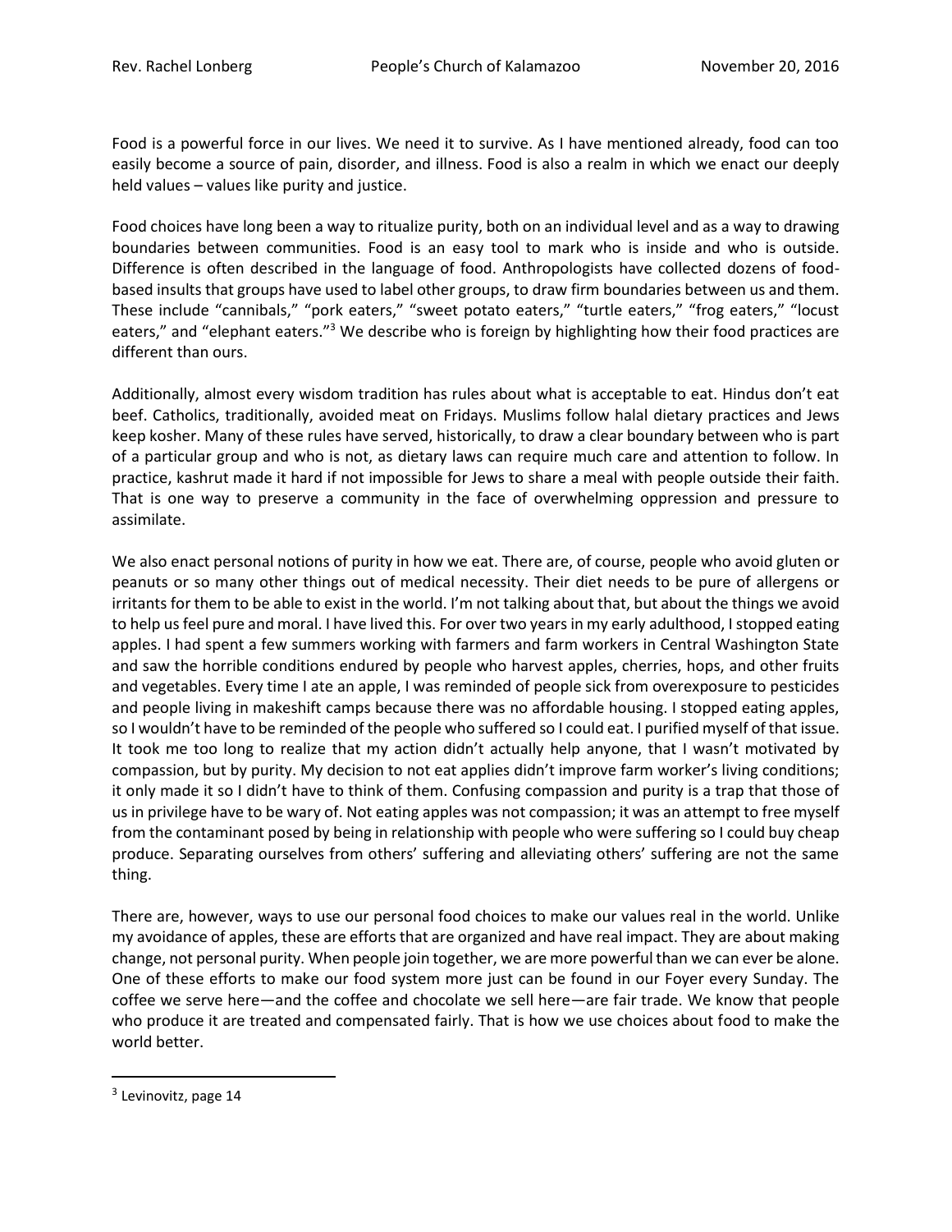Food is a powerful force in our lives. We need it to survive. As I have mentioned already, food can too easily become a source of pain, disorder, and illness. Food is also a realm in which we enact our deeply held values – values like purity and justice.

Food choices have long been a way to ritualize purity, both on an individual level and as a way to drawing boundaries between communities. Food is an easy tool to mark who is inside and who is outside. Difference is often described in the language of food. Anthropologists have collected dozens of food-based insults that groups have used to label other groups, to draw firm boundaries between us and them. These include "cannibals," "pork eaters," "sweet potato eaters," "turtle eaters," "frog eaters," "locust eaters," and "elephant eaters."[3] We describe who is foreign by highlighting how their food practices are different than ours.

Additionally, almost every wisdom tradition has rules about what is acceptable to eat. Hindus don't eat beef. Catholics, traditionally, avoided meat on Fridays. Muslims follow halal dietary practices and Jews keep kosher. Many of these rules have served, historically, to draw a clear boundary between who is part of a particular group and who is not, as dietary laws can require much care and attention to follow. In practice, kashrut made it hard if not impossible for Jews to share a meal with people outside their faith. That is one way to preserve a community in the face of overwhelming oppression and pressure to assimilate.

We also enact personal notions of purity in how we eat. There are, of course, people who avoid gluten or peanuts or so many other things out of medical necessity. Their diet needs to be pure of allergens or irritants for them to be able to exist in the world. I'm not talking about that, but about the things we avoid to help us feel pure and moral. I have lived this. For over two years in my early adulthood, I stopped eating apples. I had spent a few summers working with farmers and farm workers in Central Washington State and saw the horrible conditions endured by people who harvest apples, cherries, hops, and other fruits and vegetables. Every time I ate an apple, I was reminded of people sick from overexposure to pesticides and people living in makeshift camps because there was no affordable housing. I stopped eating apples, so I wouldn't have to be reminded of the people who suffered so I could eat. I purified myself of that issue. It took me too long to realize that my action didn't actually help anyone, that I wasn't motivated by compassion, but by purity. My decision to not eat applies didn't improve farm worker's living conditions; it only made it so I didn't have to think of them. Confusing compassion and purity is a trap that those of us in privilege have to be wary of. Not eating apples was not compassion; it was an attempt to free myself from the contaminant posed by being in relationship with people who were suffering so I could buy cheap produce. Separating ourselves from others' suffering and alleviating others' suffering are not the same thing.

There are, however, ways to use our personal food choices to make our values real in the world. Unlike my avoidance of apples, these are efforts that are organized and have real impact. They are about making change, not personal purity. When people join together, we are more powerful than we can ever be alone. One of these efforts to make our food system more just can be found in our Foyer every Sunday. The coffee we serve here—and the coffee and chocolate we sell here—are fair trade. We know that people who produce it are treated and compensated fairly. That is how we use choices about food to make the world better.

---

[3] Levinovitz, page 14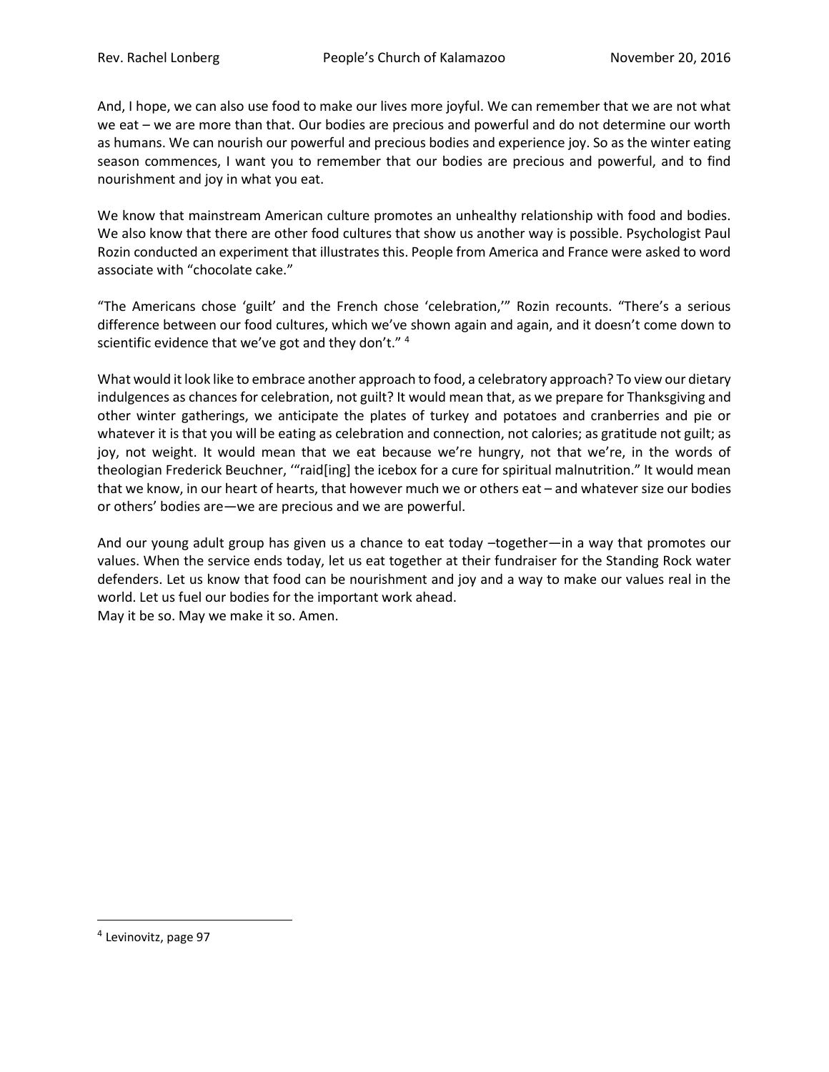And, I hope, we can also use food to make our lives more joyful. We can remember that we are not what we eat – we are more than that. Our bodies are precious and powerful and do not determine our worth as humans. We can nourish our powerful and precious bodies and experience joy. So as the winter eating season commences, I want you to remember that our bodies are precious and powerful, and to find nourishment and joy in what you eat.

We know that mainstream American culture promotes an unhealthy relationship with food and bodies. We also know that there are other food cultures that show us another way is possible. Psychologist Paul Rozin conducted an experiment that illustrates this. People from America and France were asked to word associate with "chocolate cake."

"The Americans chose 'guilt' and the French chose 'celebration,'" Rozin recounts. "There's a serious difference between our food cultures, which we've shown again and again, and it doesn't come down to scientific evidence that we've got and they don't." [4]

What would it look like to embrace another approach to food, a celebratory approach? To view our dietary indulgences as chances for celebration, not guilt? It would mean that, as we prepare for Thanksgiving and other winter gatherings, we anticipate the plates of turkey and potatoes and cranberries and pie or whatever it is that you will be eating as celebration and connection, not calories; as gratitude not guilt; as joy, not weight. It would mean that we eat because we're hungry, not that we're, in the words of theologian Frederick Beuchner, '"raid[ing] the icebox for a cure for spiritual malnutrition." It would mean that we know, in our heart of hearts, that however much we or others eat – and whatever size our bodies or others' bodies are—we are precious and we are powerful.

And our young adult group has given us a chance to eat today –together—in a way that promotes our values. When the service ends today, let us eat together at their fundraiser for the Standing Rock water defenders. Let us know that food can be nourishment and joy and a way to make our values real in the world. Let us fuel our bodies for the important work ahead.
May it be so. May we make it so. Amen.

---

[4] Levinovitz, page 97